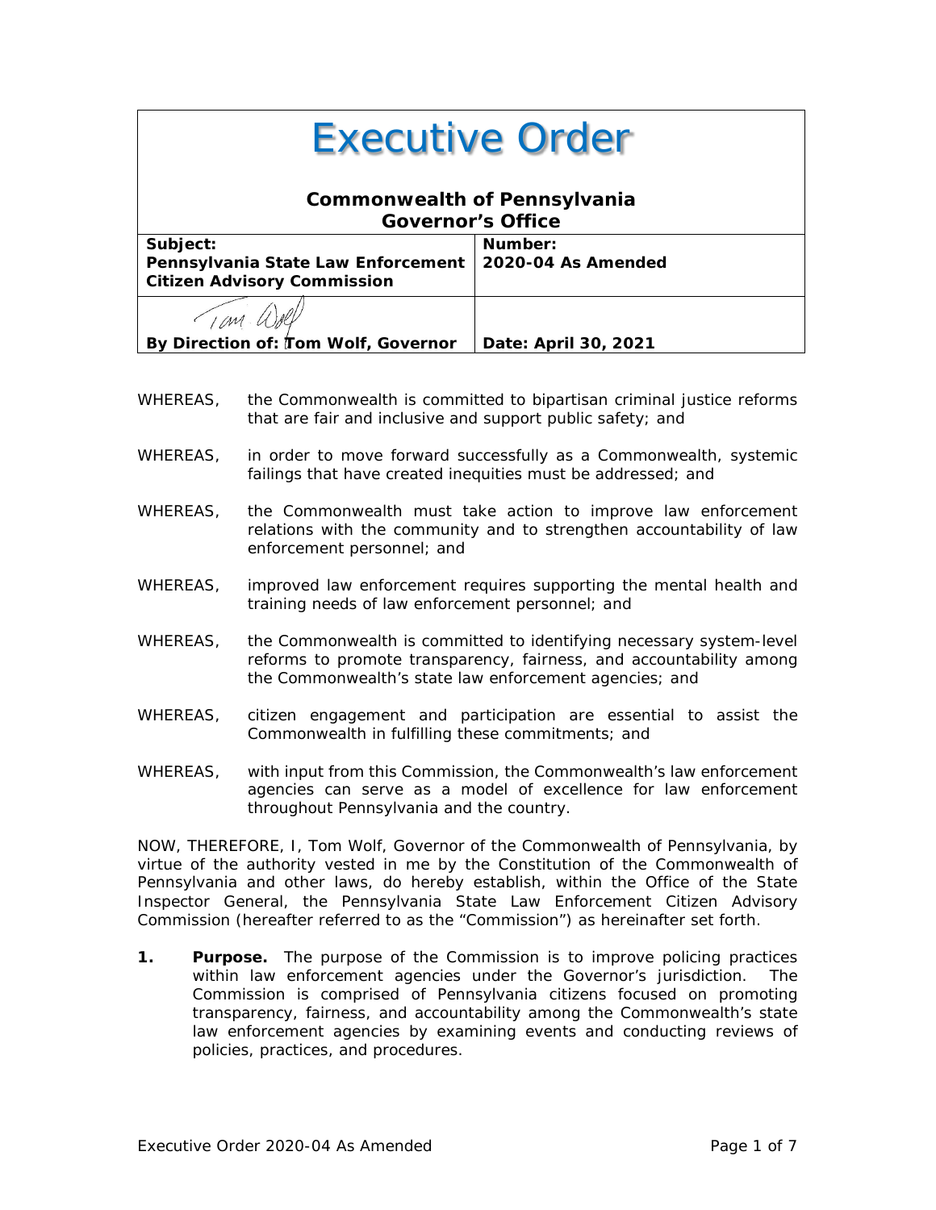# Executive Order

## Commonwealth of Pennsylvania
## Governor's Office

| Subject: Pennsylvania State Law Enforcement Citizen Advisory Commission | Number: 2020-04 As Amended |
|---|---|
| By Direction of: Tom Wolf, Governor | Date: April 30, 2021 |

WHEREAS, the Commonwealth is committed to bipartisan criminal justice reforms that are fair and inclusive and support public safety; and

WHEREAS, in order to move forward successfully as a Commonwealth, systemic failings that have created inequities must be addressed; and

WHEREAS, the Commonwealth must take action to improve law enforcement relations with the community and to strengthen accountability of law enforcement personnel; and

WHEREAS, improved law enforcement requires supporting the mental health and training needs of law enforcement personnel; and

WHEREAS, the Commonwealth is committed to identifying necessary system-level reforms to promote transparency, fairness, and accountability among the Commonwealth's state law enforcement agencies; and

WHEREAS, citizen engagement and participation are essential to assist the Commonwealth in fulfilling these commitments; and

WHEREAS, with input from this Commission, the Commonwealth's law enforcement agencies can serve as a model of excellence for law enforcement throughout Pennsylvania and the country.

NOW, THEREFORE, I, Tom Wolf, Governor of the Commonwealth of Pennsylvania, by virtue of the authority vested in me by the Constitution of the Commonwealth of Pennsylvania and other laws, do hereby establish, within the Office of the State Inspector General, the Pennsylvania State Law Enforcement Citizen Advisory Commission (hereafter referred to as the "Commission") as hereinafter set forth.

1. **Purpose.** The purpose of the Commission is to improve policing practices within law enforcement agencies under the Governor's jurisdiction. The Commission is comprised of Pennsylvania citizens focused on promoting transparency, fairness, and accountability among the Commonwealth's state law enforcement agencies by examining events and conducting reviews of policies, practices, and procedures.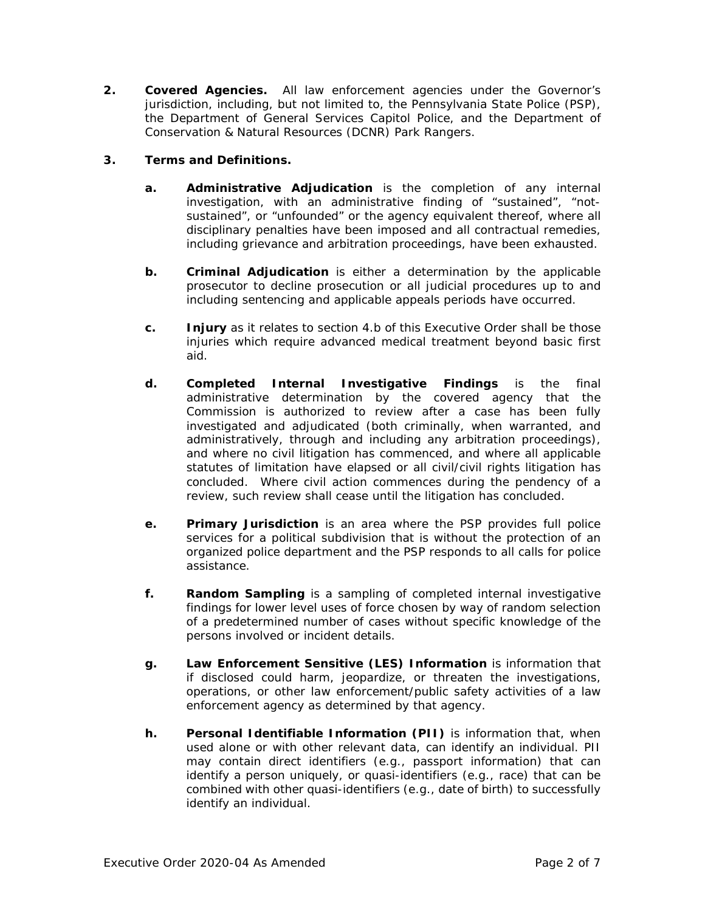2. **Covered Agencies.** All law enforcement agencies under the Governor's jurisdiction, including, but not limited to, the Pennsylvania State Police (PSP), the Department of General Services Capitol Police, and the Department of Conservation & Natural Resources (DCNR) Park Rangers.

3. **Terms and Definitions.**

   a. **Administrative Adjudication** is the completion of any internal investigation, with an administrative finding of "sustained", "not-sustained", or "unfounded" or the agency equivalent thereof, where all disciplinary penalties have been imposed and all contractual remedies, including grievance and arbitration proceedings, have been exhausted.

   b. **Criminal Adjudication** is either a determination by the applicable prosecutor to decline prosecution or all judicial procedures up to and including sentencing and applicable appeals periods have occurred.

   c. **Injury** as it relates to section 4.b of this Executive Order shall be those injuries which require advanced medical treatment beyond basic first aid.

   d. **Completed Internal Investigative Findings** is the final administrative determination by the covered agency that the Commission is authorized to review after a case has been fully investigated and adjudicated (both criminally, when warranted, and administratively, through and including any arbitration proceedings), and where no civil litigation has commenced, and where all applicable statutes of limitation have elapsed or all civil/civil rights litigation has concluded. Where civil action commences during the pendency of a review, such review shall cease until the litigation has concluded.

   e. **Primary Jurisdiction** is an area where the PSP provides full police services for a political subdivision that is without the protection of an organized police department and the PSP responds to all calls for police assistance.

   f. **Random Sampling** is a sampling of completed internal investigative findings for lower level uses of force chosen by way of random selection of a predetermined number of cases without specific knowledge of the persons involved or incident details.

   g. **Law Enforcement Sensitive (LES) Information** is information that if disclosed could harm, jeopardize, or threaten the investigations, operations, or other law enforcement/public safety activities of a law enforcement agency as determined by that agency.

   h. **Personal Identifiable Information (PII)** is information that, when used alone or with other relevant data, can identify an individual. PII may contain direct identifiers (e.g., passport information) that can identify a person uniquely, or quasi-identifiers (e.g., race) that can be combined with other quasi-identifiers (e.g., date of birth) to successfully identify an individual.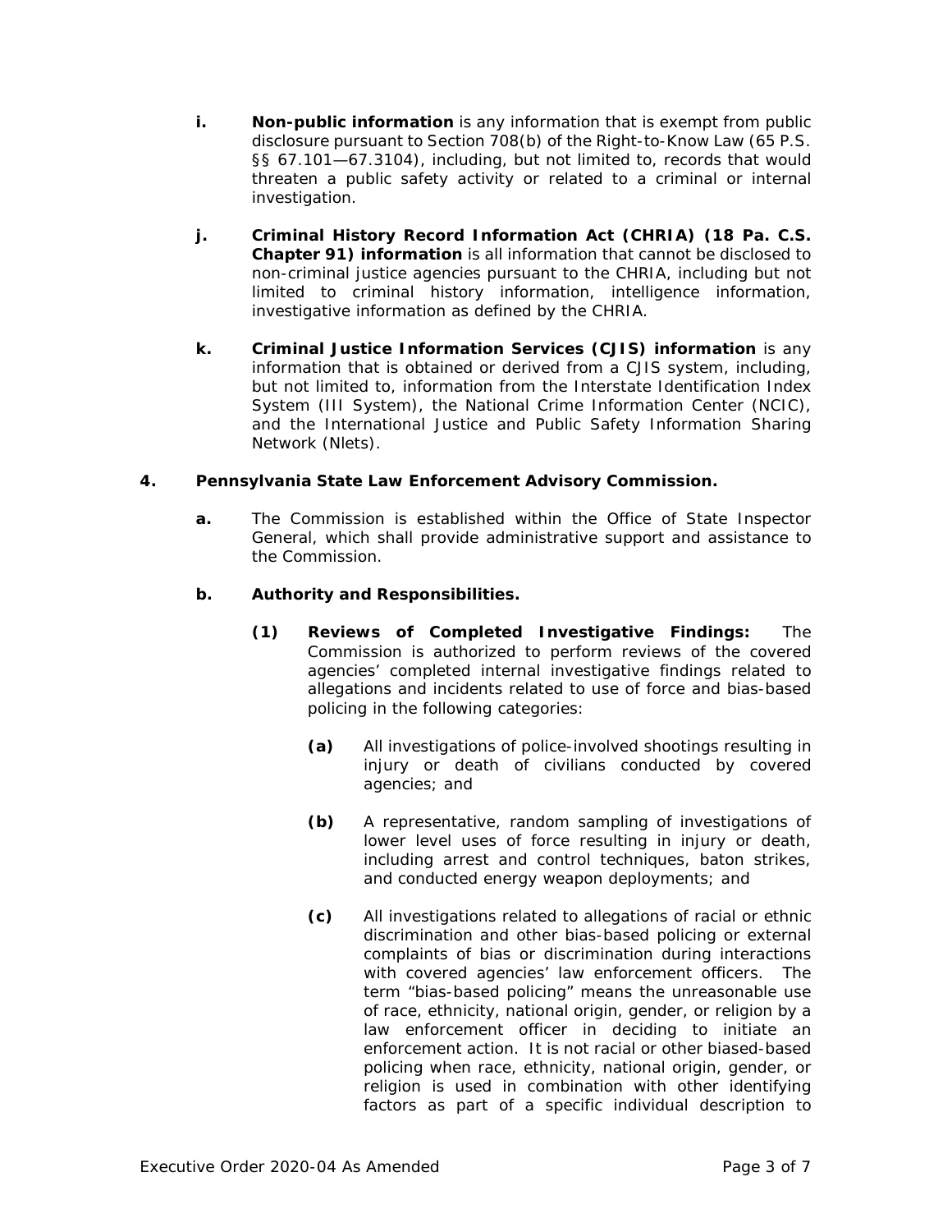- **i.** **Non-public information** is any information that is exempt from public disclosure pursuant to Section 708(b) of the Right-to-Know Law (65 P.S. §§ 67.101—67.3104), including, but not limited to, records that would threaten a public safety activity or related to a criminal or internal investigation.

- **j.** **Criminal History Record Information Act (CHRIA) (18 Pa. C.S. Chapter 91) information** is all information that cannot be disclosed to non-criminal justice agencies pursuant to the CHRIA, including but not limited to criminal history information, intelligence information, investigative information as defined by the CHRIA.

- **k.** **Criminal Justice Information Services (CJIS) information** is any information that is obtained or derived from a CJIS system, including, but not limited to, information from the Interstate Identification Index System (III System), the National Crime Information Center (NCIC), and the International Justice and Public Safety Information Sharing Network (Nlets).

**4. Pennsylvania State Law Enforcement Advisory Commission.**

- **a.** The Commission is established within the Office of State Inspector General, which shall provide administrative support and assistance to the Commission.

- **b.** **Authority and Responsibilities.**

  - **(1)** **Reviews of Completed Investigative Findings:** The Commission is authorized to perform reviews of the covered agencies' completed internal investigative findings related to allegations and incidents related to use of force and bias-based policing in the following categories:

    - **(a)** All investigations of police-involved shootings resulting in injury or death of civilians conducted by covered agencies; and

    - **(b)** A representative, random sampling of investigations of lower level uses of force resulting in injury or death, including arrest and control techniques, baton strikes, and conducted energy weapon deployments; and

    - **(c)** All investigations related to allegations of racial or ethnic discrimination and other bias-based policing or external complaints of bias or discrimination during interactions with covered agencies' law enforcement officers. The term "bias-based policing" means the unreasonable use of race, ethnicity, national origin, gender, or religion by a law enforcement officer in deciding to initiate an enforcement action. It is not racial or other biased-based policing when race, ethnicity, national origin, gender, or religion is used in combination with other identifying factors as part of a specific individual description to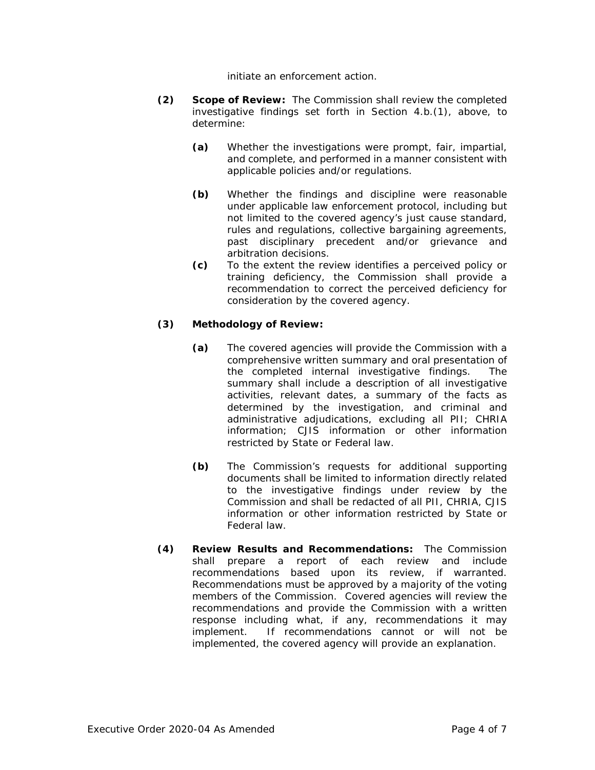initiate an enforcement action.

**(2)** **Scope of Review:** The Commission shall review the completed investigative findings set forth in Section 4.b.(1), above, to determine:

**(a)** Whether the investigations were prompt, fair, impartial, and complete, and performed in a manner consistent with applicable policies and/or regulations.

**(b)** Whether the findings and discipline were reasonable under applicable law enforcement protocol, including but not limited to the covered agency's just cause standard, rules and regulations, collective bargaining agreements, past disciplinary precedent and/or grievance and arbitration decisions.

**(c)** To the extent the review identifies a perceived policy or training deficiency, the Commission shall provide a recommendation to correct the perceived deficiency for consideration by the covered agency.

**(3)** **Methodology of Review:**

**(a)** The covered agencies will provide the Commission with a comprehensive written summary and oral presentation of the completed internal investigative findings. The summary shall include a description of all investigative activities, relevant dates, a summary of the facts as determined by the investigation, and criminal and administrative adjudications, excluding all PII; CHRIA information; CJIS information or other information restricted by State or Federal law.

**(b)** The Commission's requests for additional supporting documents shall be limited to information directly related to the investigative findings under review by the Commission and shall be redacted of all PII, CHRIA, CJIS information or other information restricted by State or Federal law.

**(4)** **Review Results and Recommendations:** The Commission shall prepare a report of each review and include recommendations based upon its review, if warranted. Recommendations must be approved by a majority of the voting members of the Commission. Covered agencies will review the recommendations and provide the Commission with a written response including what, if any, recommendations it may implement. If recommendations cannot or will not be implemented, the covered agency will provide an explanation.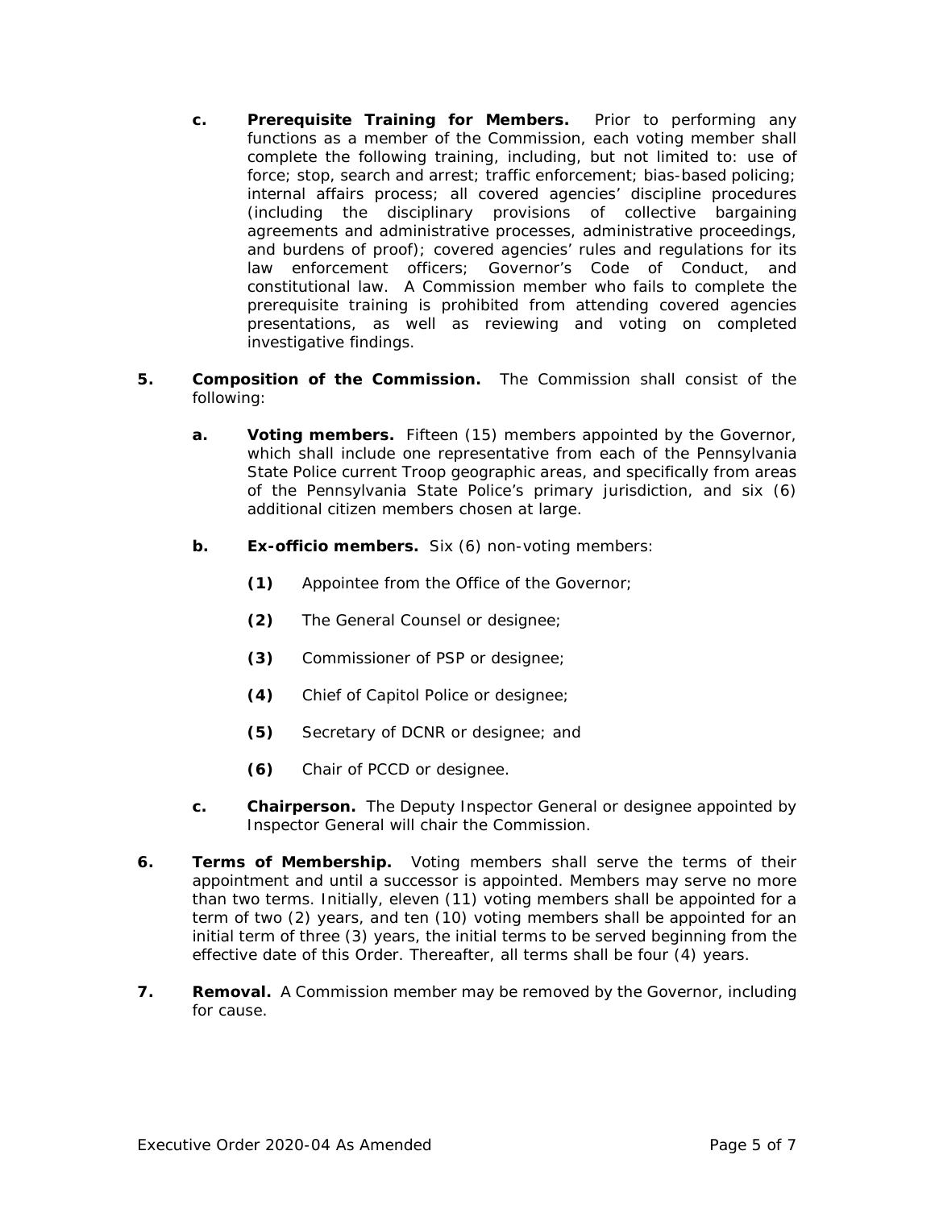**c. Prerequisite Training for Members.** Prior to performing any functions as a member of the Commission, each voting member shall complete the following training, including, but not limited to: use of force; stop, search and arrest; traffic enforcement; bias-based policing; internal affairs process; all covered agencies' discipline procedures (including the disciplinary provisions of collective bargaining agreements and administrative processes, administrative proceedings, and burdens of proof); covered agencies' rules and regulations for its law enforcement officers; Governor's Code of Conduct, and constitutional law. A Commission member who fails to complete the prerequisite training is prohibited from attending covered agencies presentations, as well as reviewing and voting on completed investigative findings.

**5. Composition of the Commission.** The Commission shall consist of the following:

**a. Voting members.** Fifteen (15) members appointed by the Governor, which shall include one representative from each of the Pennsylvania State Police current Troop geographic areas, and specifically from areas of the Pennsylvania State Police's primary jurisdiction, and six (6) additional citizen members chosen at large.

**b. Ex-officio members.** Six (6) non-voting members:

**(1)** Appointee from the Office of the Governor;

**(2)** The General Counsel or designee;

**(3)** Commissioner of PSP or designee;

**(4)** Chief of Capitol Police or designee;

**(5)** Secretary of DCNR or designee; and

**(6)** Chair of PCCD or designee.

**c. Chairperson.** The Deputy Inspector General or designee appointed by Inspector General will chair the Commission.

**6. Terms of Membership.** Voting members shall serve the terms of their appointment and until a successor is appointed. Members may serve no more than two terms. Initially, eleven (11) voting members shall be appointed for a term of two (2) years, and ten (10) voting members shall be appointed for an initial term of three (3) years, the initial terms to be served beginning from the effective date of this Order. Thereafter, all terms shall be four (4) years.

**7. Removal.** A Commission member may be removed by the Governor, including for cause.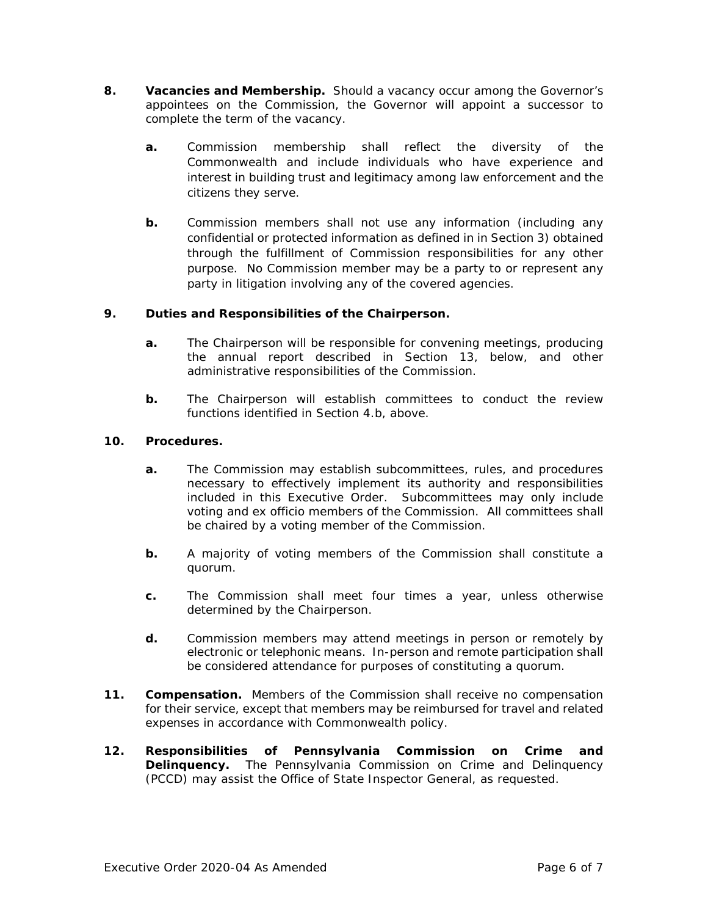8. **Vacancies and Membership.** Should a vacancy occur among the Governor's appointees on the Commission, the Governor will appoint a successor to complete the term of the vacancy.

   a. Commission membership shall reflect the diversity of the Commonwealth and include individuals who have experience and interest in building trust and legitimacy among law enforcement and the citizens they serve.

   b. Commission members shall not use any information (including any confidential or protected information as defined in in Section 3) obtained through the fulfillment of Commission responsibilities for any other purpose. No Commission member may be a party to or represent any party in litigation involving any of the covered agencies.

9. **Duties and Responsibilities of the Chairperson.**

   a. The Chairperson will be responsible for convening meetings, producing the annual report described in Section 13, below, and other administrative responsibilities of the Commission.

   b. The Chairperson will establish committees to conduct the review functions identified in Section 4.b, above.

10. **Procedures.**

    a. The Commission may establish subcommittees, rules, and procedures necessary to effectively implement its authority and responsibilities included in this Executive Order. Subcommittees may only include voting and ex officio members of the Commission. All committees shall be chaired by a voting member of the Commission.

    b. A majority of voting members of the Commission shall constitute a quorum.

    c. The Commission shall meet four times a year, unless otherwise determined by the Chairperson.

    d. Commission members may attend meetings in person or remotely by electronic or telephonic means. In-person and remote participation shall be considered attendance for purposes of constituting a quorum.

11. **Compensation.** Members of the Commission shall receive no compensation for their service, except that members may be reimbursed for travel and related expenses in accordance with Commonwealth policy.

12. **Responsibilities of Pennsylvania Commission on Crime and Delinquency.** The Pennsylvania Commission on Crime and Delinquency (PCCD) may assist the Office of State Inspector General, as requested.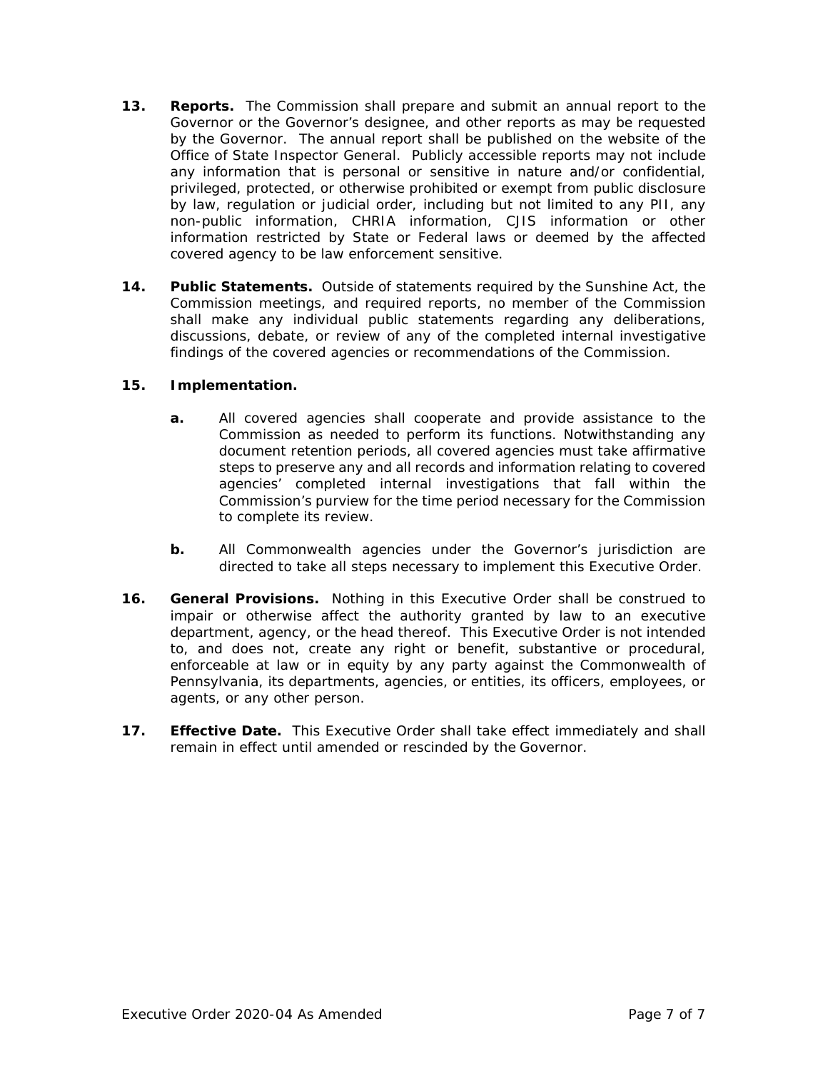**13. Reports.** The Commission shall prepare and submit an annual report to the Governor or the Governor's designee, and other reports as may be requested by the Governor. The annual report shall be published on the website of the Office of State Inspector General. Publicly accessible reports may not include any information that is personal or sensitive in nature and/or confidential, privileged, protected, or otherwise prohibited or exempt from public disclosure by law, regulation or judicial order, including but not limited to any PII, any non-public information, CHRIA information, CJIS information or other information restricted by State or Federal laws or deemed by the affected covered agency to be law enforcement sensitive.

**14. Public Statements.** Outside of statements required by the Sunshine Act, the Commission meetings, and required reports, no member of the Commission shall make any individual public statements regarding any deliberations, discussions, debate, or review of any of the completed internal investigative findings of the covered agencies or recommendations of the Commission.

**15. Implementation.**

**a.** All covered agencies shall cooperate and provide assistance to the Commission as needed to perform its functions. Notwithstanding any document retention periods, all covered agencies must take affirmative steps to preserve any and all records and information relating to covered agencies' completed internal investigations that fall within the Commission's purview for the time period necessary for the Commission to complete its review.

**b.** All Commonwealth agencies under the Governor's jurisdiction are directed to take all steps necessary to implement this Executive Order.

**16. General Provisions.** Nothing in this Executive Order shall be construed to impair or otherwise affect the authority granted by law to an executive department, agency, or the head thereof. This Executive Order is not intended to, and does not, create any right or benefit, substantive or procedural, enforceable at law or in equity by any party against the Commonwealth of Pennsylvania, its departments, agencies, or entities, its officers, employees, or agents, or any other person.

**17. Effective Date.** This Executive Order shall take effect immediately and shall remain in effect until amended or rescinded by the Governor.